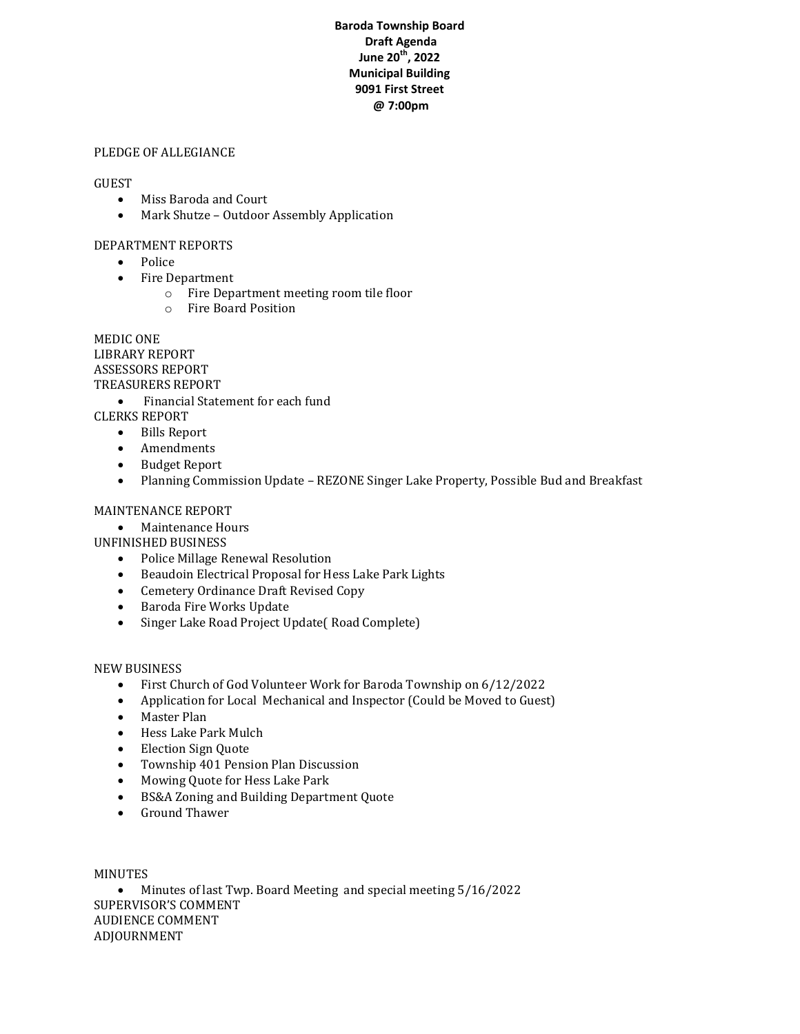**Baroda Township Board**
**Draft Agenda**
**June 20th, 2022**
**Municipal Building**
**9091 First Street**
**@ 7:00pm**

PLEDGE OF ALLEGIANCE

GUEST

- Miss Baroda and Court
- Mark Shutze – Outdoor Assembly Application

DEPARTMENT REPORTS

- Police
- Fire Department
  - Fire Department meeting room tile floor
  - Fire Board Position

MEDIC ONE

LIBRARY REPORT

ASSESSORS REPORT

TREASURERS REPORT

- Financial Statement for each fund

CLERKS REPORT

- Bills Report
- Amendments
- Budget Report
- Planning Commission Update – REZONE Singer Lake Property, Possible Bud and Breakfast

MAINTENANCE REPORT

- Maintenance Hours

UNFINISHED BUSINESS

- Police Millage Renewal Resolution
- Beaudoin Electrical Proposal for Hess Lake Park Lights
- Cemetery Ordinance Draft Revised Copy
- Baroda Fire Works Update
- Singer Lake Road Project Update( Road Complete)

NEW BUSINESS

- First Church of God Volunteer Work for Baroda Township on 6/12/2022
- Application for Local Mechanical and Inspector (Could be Moved to Guest)
- Master Plan
- Hess Lake Park Mulch
- Election Sign Quote
- Township 401 Pension Plan Discussion
- Mowing Quote for Hess Lake Park
- BS&A Zoning and Building Department Quote
- Ground Thawer

MINUTES

- Minutes of last Twp. Board Meeting and special meeting 5/16/2022

SUPERVISOR'S COMMENT

AUDIENCE COMMENT

ADJOURNMENT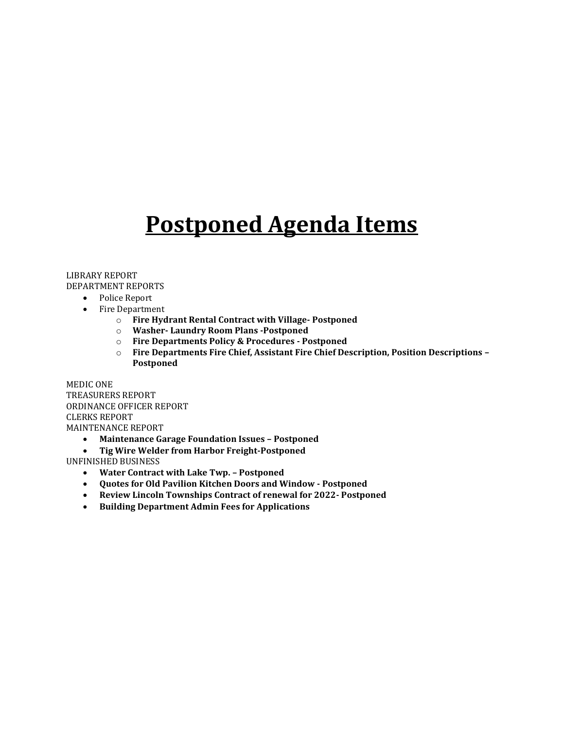# Postponed Agenda Items

LIBRARY REPORT
DEPARTMENT REPORTS

- Police Report
- Fire Department
    - **Fire Hydrant Rental Contract with Village- Postponed**
    - **Washer- Laundry Room Plans -Postponed**
    - **Fire Departments Policy & Procedures - Postponed**
    - **Fire Departments Fire Chief, Assistant Fire Chief Description, Position Descriptions – Postponed**

MEDIC ONE
TREASURERS REPORT
ORDINANCE OFFICER REPORT
CLERKS REPORT
MAINTENANCE REPORT

- **Maintenance Garage Foundation Issues – Postponed**
- **Tig Wire Welder from Harbor Freight-Postponed**

UNFINISHED BUSINESS

- **Water Contract with Lake Twp. – Postponed**
- **Quotes for Old Pavilion Kitchen Doors and Window - Postponed**
- **Review Lincoln Townships Contract of renewal for 2022- Postponed**
- **Building Department Admin Fees for Applications**